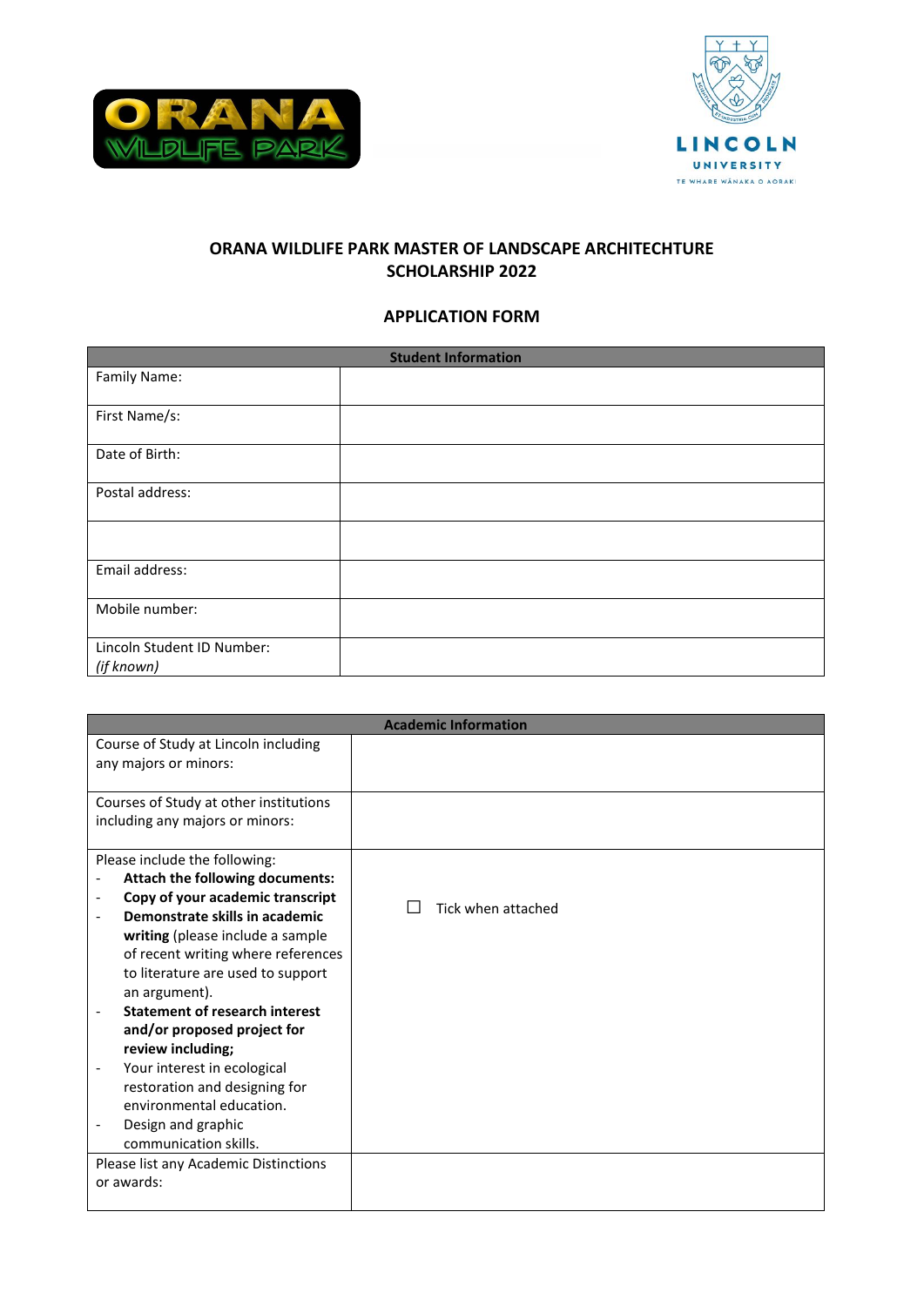ORANA WILDLIFE PARK

LINCOLN UNIVERSITY
TE WHARE WĀNAKA O AORAKI

# ORANA WILDLIFE PARK MASTER OF LANDSCAPE ARCHITECHTURE SCHOLARSHIP 2022

## APPLICATION FORM

| Student Information | |
|---|---|
| Family Name: | |
| First Name/s: | |
| Date of Birth: | |
| Postal address: | |
| | |
| Email address: | |
| Mobile number: | |
| Lincoln Student ID Number: *(if known)* | |

| Academic Information | |
|---|---|
| Course of Study at Lincoln including any majors or minors: | |
| Courses of Study at other institutions including any majors or minors: | |
| Please include the following:<br>- **Attach the following documents:**<br>- **Copy of your academic transcript**<br>- **Demonstrate skills in academic writing** (please include a sample of recent writing where references to literature are used to support an argument).<br>- **Statement of research interest and/or proposed project for review including;**<br>- Your interest in ecological restoration and designing for environmental education.<br>- Design and graphic communication skills. | ☐ Tick when attached |
| Please list any Academic Distinctions or awards: | |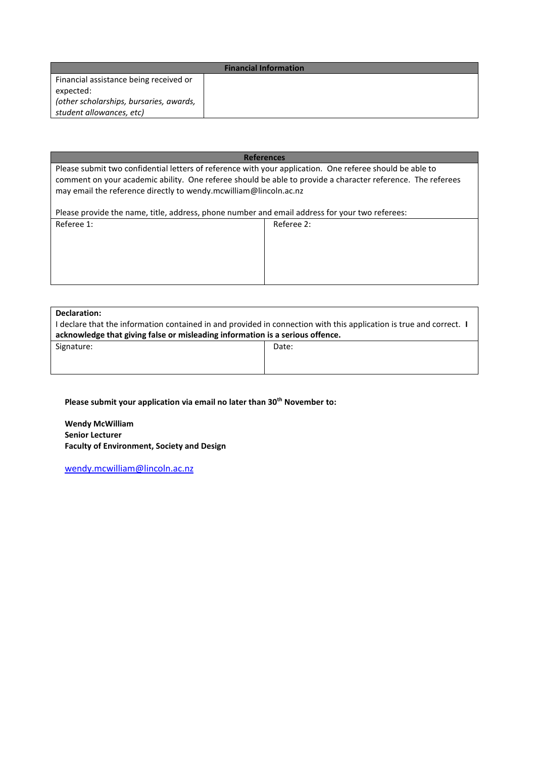| Financial Information | |
|---|---|
| Financial assistance being received or expected:<br>*(other scholarships, bursaries, awards, student allowances, etc)* | |

| References | |
|---|---|
| Please submit two confidential letters of reference with your application. One referee should be able to comment on your academic ability. One referee should be able to provide a character reference. The referees may email the reference directly to wendy.mcwilliam@lincoln.ac.nz<br><br>Please provide the name, title, address, phone number and email address for your two referees: | |
| Referee 1: | Referee 2: |

| **Declaration:**<br>I declare that the information contained in and provided in connection with this application is true and correct. **I acknowledge that giving false or misleading information is a serious offence.** | |
|---|---|
| Signature: | Date: |

**Please submit your application via email no later than 30th November to:**

**Wendy McWilliam**
**Senior Lecturer**
**Faculty of Environment, Society and Design**

wendy.mcwilliam@lincoln.ac.nz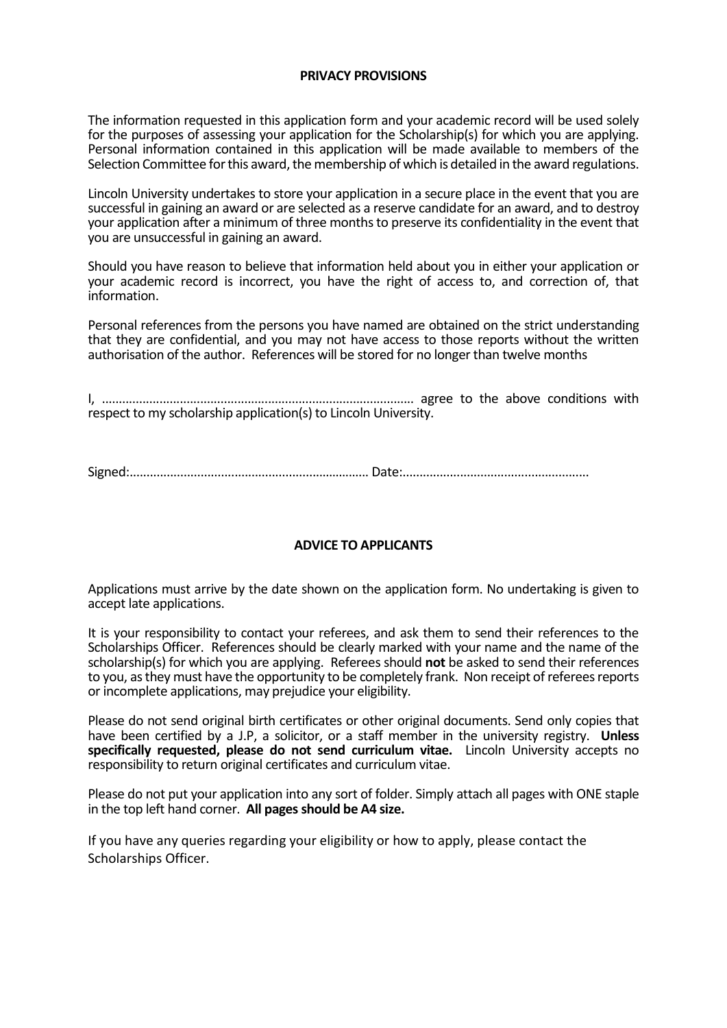## PRIVACY PROVISIONS

The information requested in this application form and your academic record will be used solely for the purposes of assessing your application for the Scholarship(s) for which you are applying. Personal information contained in this application will be made available to members of the Selection Committee for this award, the membership of which is detailed in the award regulations.

Lincoln University undertakes to store your application in a secure place in the event that you are successful in gaining an award or are selected as a reserve candidate for an award, and to destroy your application after a minimum of three months to preserve its confidentiality in the event that you are unsuccessful in gaining an award.

Should you have reason to believe that information held about you in either your application or your academic record is incorrect, you have the right of access to, and correction of, that information.

Personal references from the persons you have named are obtained on the strict understanding that they are confidential, and you may not have access to those reports without the written authorisation of the author. References will be stored for no longer than twelve months

I, ……………………………………………………………………………… agree to the above conditions with respect to my scholarship application(s) to Lincoln University.

Signed:…………………………………………………………… Date:………………………………………………

## ADVICE TO APPLICANTS

Applications must arrive by the date shown on the application form. No undertaking is given to accept late applications.

It is your responsibility to contact your referees, and ask them to send their references to the Scholarships Officer. References should be clearly marked with your name and the name of the scholarship(s) for which you are applying. Referees should **not** be asked to send their references to you, as they must have the opportunity to be completely frank. Non receipt of referees reports or incomplete applications, may prejudice your eligibility.

Please do not send original birth certificates or other original documents. Send only copies that have been certified by a J.P, a solicitor, or a staff member in the university registry. **Unless specifically requested, please do not send curriculum vitae.** Lincoln University accepts no responsibility to return original certificates and curriculum vitae.

Please do not put your application into any sort of folder. Simply attach all pages with ONE staple in the top left hand corner. **All pages should be A4 size.**

If you have any queries regarding your eligibility or how to apply, please contact the Scholarships Officer.